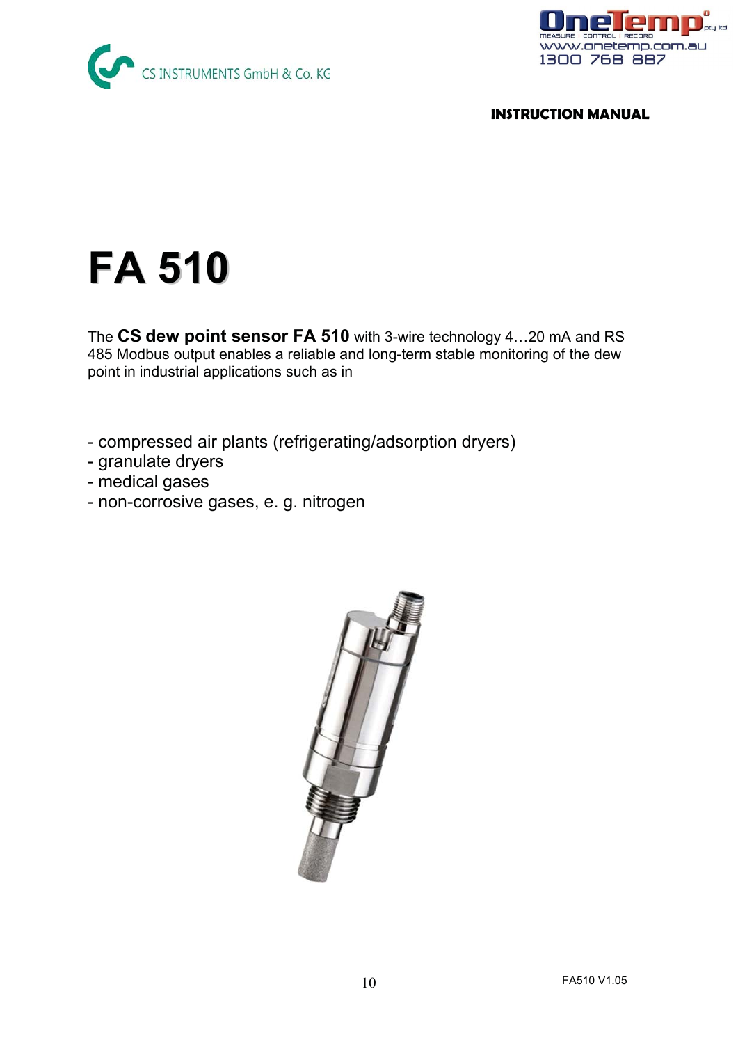CS INSTRUMENTS GmbH & Co. KG

OneTemp pty ltd
MEASURE | CONTROL | RECORD
www.onetemp.com.au
1300 768 887

**INSTRUCTION MANUAL**

# FA 510

The **CS dew point sensor FA 510** with 3-wire technology 4…20 mA and RS 485 Modbus output enables a reliable and long-term stable monitoring of the dew point in industrial applications such as in

- compressed air plants (refrigerating/adsorption dryers)
- granulate dryers
- medical gases
- non-corrosive gases, e. g. nitrogen

FA510 V1.05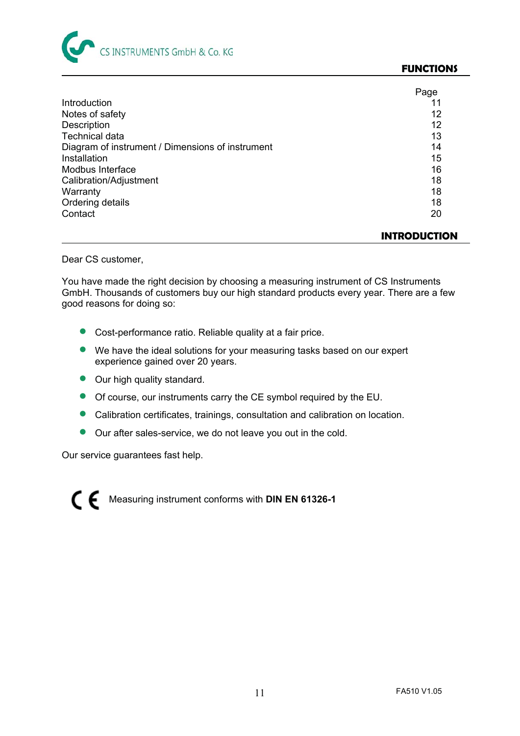## FUNCTIONS

| | Page |
|---|---|
| Introduction | 11 |
| Notes of safety | 12 |
| Description | 12 |
| Technical data | 13 |
| Diagram of instrument / Dimensions of instrument | 14 |
| Installation | 15 |
| Modbus Interface | 16 |
| Calibration/Adjustment | 18 |
| Warranty | 18 |
| Ordering details | 18 |
| Contact | 20 |

## INTRODUCTION

Dear CS customer,

You have made the right decision by choosing a measuring instrument of CS Instruments GmbH. Thousands of customers buy our high standard products every year. There are a few good reasons for doing so:

- Cost-performance ratio. Reliable quality at a fair price.
- We have the ideal solutions for your measuring tasks based on our expert experience gained over 20 years.
- Our high quality standard.
- Of course, our instruments carry the CE symbol required by the EU.
- Calibration certificates, trainings, consultation and calibration on location.
- Our after sales-service, we do not leave you out in the cold.

Our service guarantees fast help.

CE Measuring instrument conforms with **DIN EN 61326-1**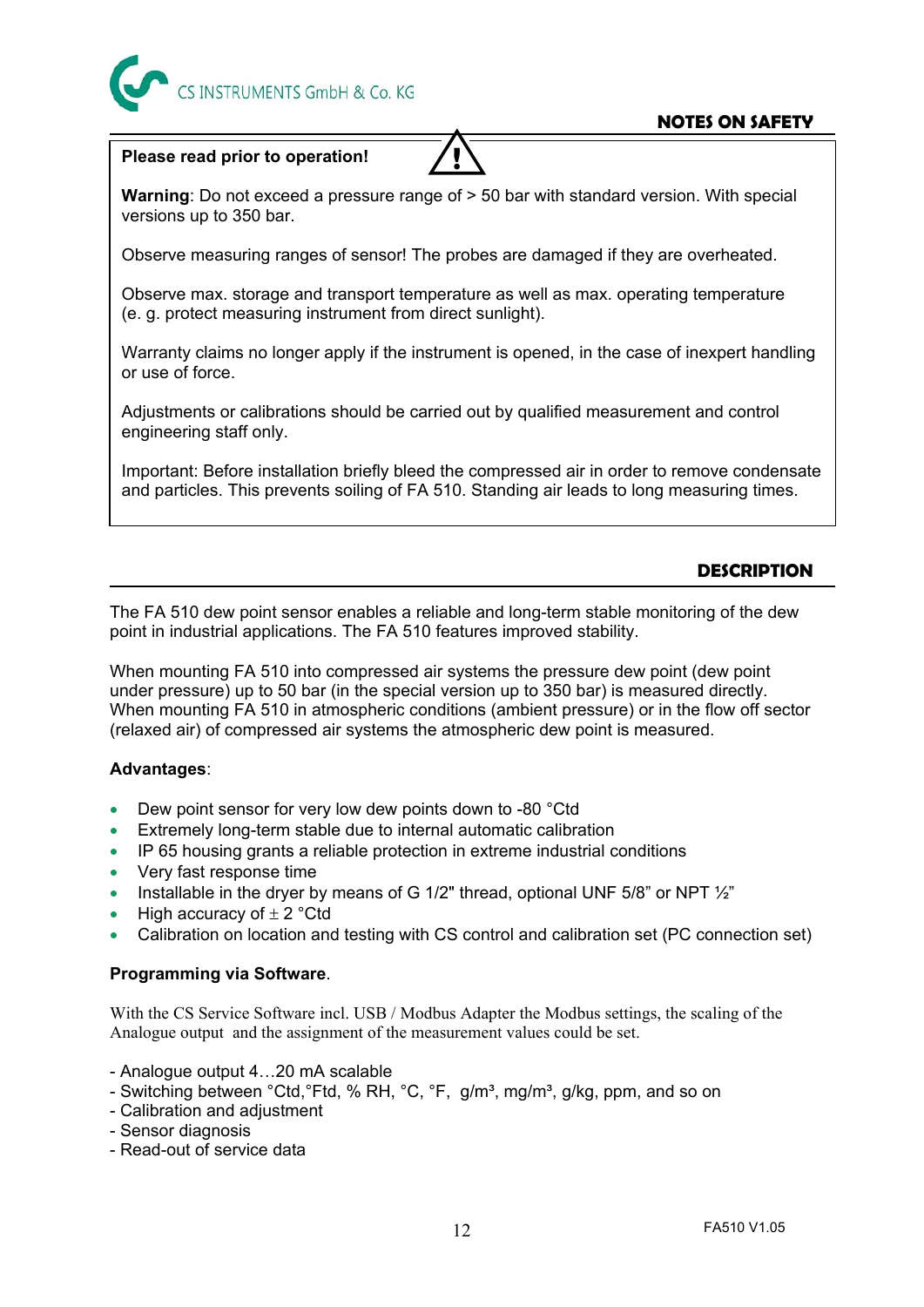## NOTES ON SAFETY

**Please read prior to operation!** ⚠

**Warning**: Do not exceed a pressure range of > 50 bar with standard version. With special versions up to 350 bar.

Observe measuring ranges of sensor! The probes are damaged if they are overheated.

Observe max. storage and transport temperature as well as max. operating temperature (e. g. protect measuring instrument from direct sunlight).

Warranty claims no longer apply if the instrument is opened, in the case of inexpert handling or use of force.

Adjustments or calibrations should be carried out by qualified measurement and control engineering staff only.

Important: Before installation briefly bleed the compressed air in order to remove condensate and particles. This prevents soiling of FA 510. Standing air leads to long measuring times.

## DESCRIPTION

The FA 510 dew point sensor enables a reliable and long-term stable monitoring of the dew point in industrial applications. The FA 510 features improved stability.

When mounting FA 510 into compressed air systems the pressure dew point (dew point under pressure) up to 50 bar (in the special version up to 350 bar) is measured directly. When mounting FA 510 in atmospheric conditions (ambient pressure) or in the flow off sector (relaxed air) of compressed air systems the atmospheric dew point is measured.

**Advantages**:

- Dew point sensor for very low dew points down to -80 °Ctd
- Extremely long-term stable due to internal automatic calibration
- IP 65 housing grants a reliable protection in extreme industrial conditions
- Very fast response time
- Installable in the dryer by means of G 1/2" thread, optional UNF 5/8” or NPT ½”
- High accuracy of ± 2 °Ctd
- Calibration on location and testing with CS control and calibration set (PC connection set)

**Programming via Software**.

With the CS Service Software incl. USB / Modbus Adapter the Modbus settings, the scaling of the Analogue output and the assignment of the measurement values could be set.

- Analogue output 4…20 mA scalable
- Switching between °Ctd,°Ftd, % RH, °C, °F, g/m³, mg/m³, g/kg, ppm, and so on
- Calibration and adjustment
- Sensor diagnosis
- Read-out of service data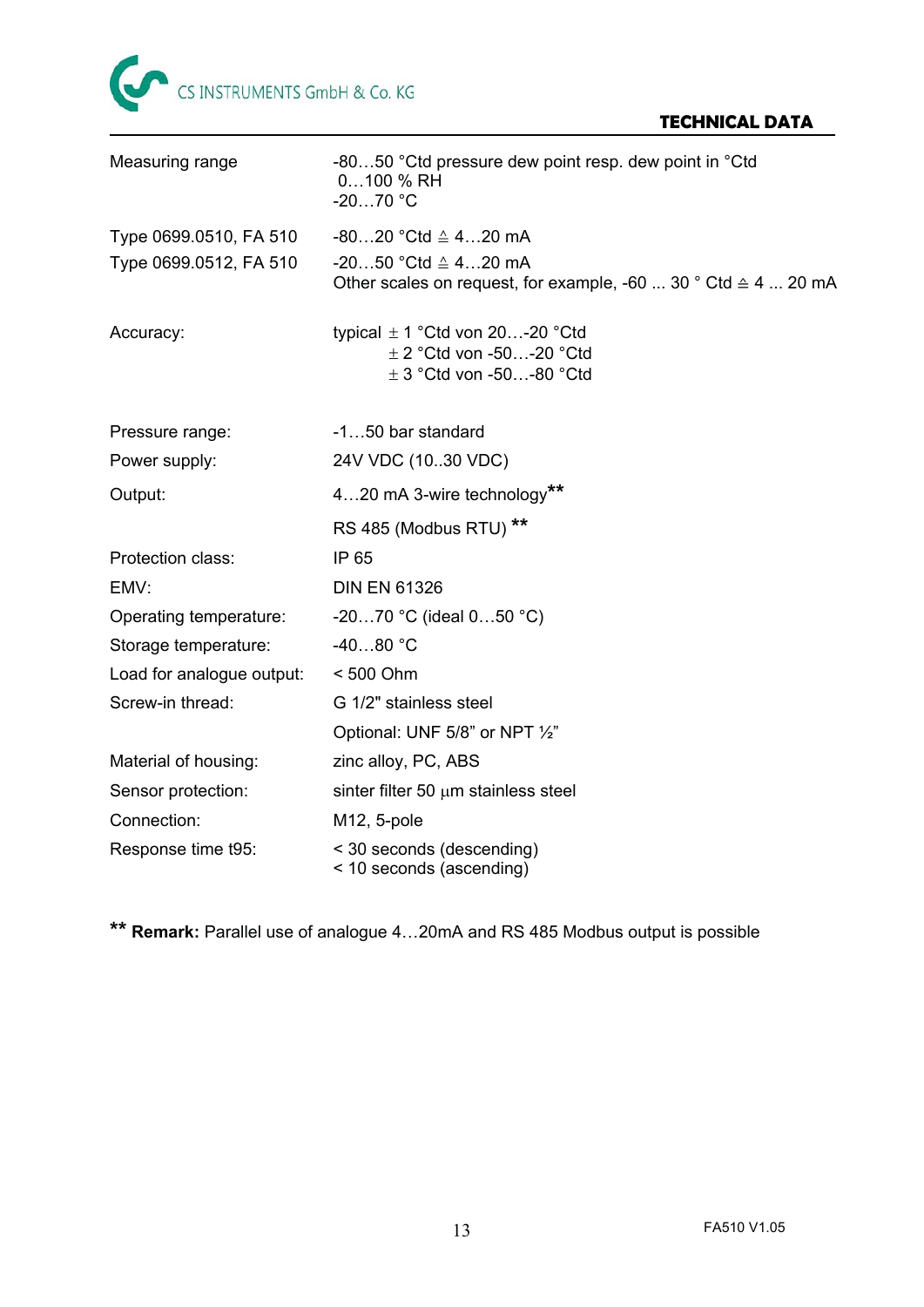## TECHNICAL DATA

| | |
|---|---|
| Measuring range | -80…50 °Ctd pressure dew point resp. dew point in °Ctd<br>0…100 % RH<br>-20…70 °C |
| Type 0699.0510, FA 510 | -80…20 °Ctd ≙ 4…20 mA |
| Type 0699.0512, FA 510 | -20…50 °Ctd ≙ 4…20 mA<br>Other scales on request, for example, -60 ... 30 ° Ctd ≙ 4 ... 20 mA |
| Accuracy: | typical ± 1 °Ctd von 20…-20 °Ctd<br>± 2 °Ctd von -50…-20 °Ctd<br>± 3 °Ctd von -50…-80 °Ctd |
| Pressure range: | -1…50 bar standard |
| Power supply: | 24V VDC (10..30 VDC) |
| Output: | 4…20 mA 3-wire technology** |
| | RS 485 (Modbus RTU) ** |
| Protection class: | IP 65 |
| EMV: | DIN EN 61326 |
| Operating temperature: | -20…70 °C (ideal 0…50 °C) |
| Storage temperature: | -40…80 °C |
| Load for analogue output: | < 500 Ohm |
| Screw-in thread: | G 1/2" stainless steel |
| | Optional: UNF 5/8” or NPT ½” |
| Material of housing: | zinc alloy, PC, ABS |
| Sensor protection: | sinter filter 50 µm stainless steel |
| Connection: | M12, 5-pole |
| Response time t95: | < 30 seconds (descending)<br>< 10 seconds (ascending) |

** **Remark:** Parallel use of analogue 4…20mA and RS 485 Modbus output is possible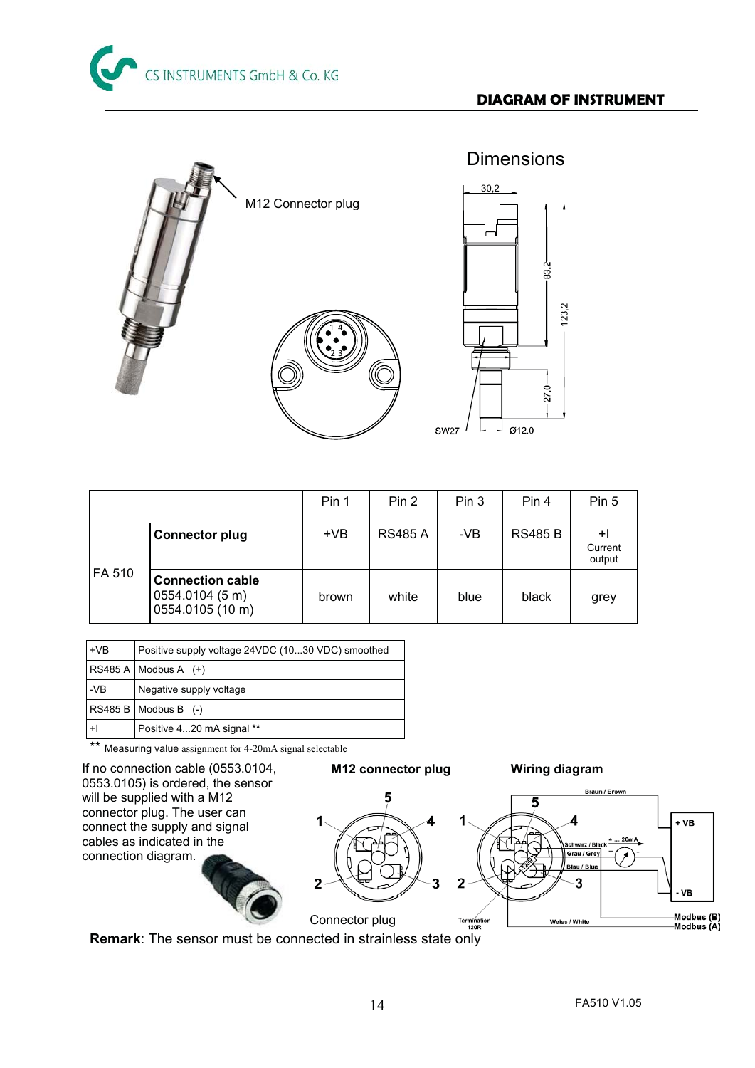## DIAGRAM OF INSTRUMENT

M12 Connector plug

Dimensions

|  |  | Pin 1 | Pin 2 | Pin 3 | Pin 4 | Pin 5 |
|---|---|---|---|---|---|---|
| FA 510 | **Connector plug** | +VB | RS485 A | -VB | RS485 B | +I Current output |
|  | **Connection cable** 0554.0104 (5 m) 0554.0105 (10 m) | brown | white | blue | black | grey |

| | |
|---|---|
| +VB | Positive supply voltage 24VDC (10...30 VDC) smoothed |
| RS485 A | Modbus A (+) |
| -VB | Negative supply voltage |
| RS485 B | Modbus B (-) |
| +I | Positive 4...20 mA signal ** |

** Measuring value assignment for 4-20mA signal selectable

If no connection cable (0553.0104, 0553.0105) is ordered, the sensor will be supplied with a M12 connector plug. The user can connect the supply and signal cables as indicated in the connection diagram.

**M12 connector plug**

Connector plug

**Wiring diagram**

**Remark**: The sensor must be connected in strainless state only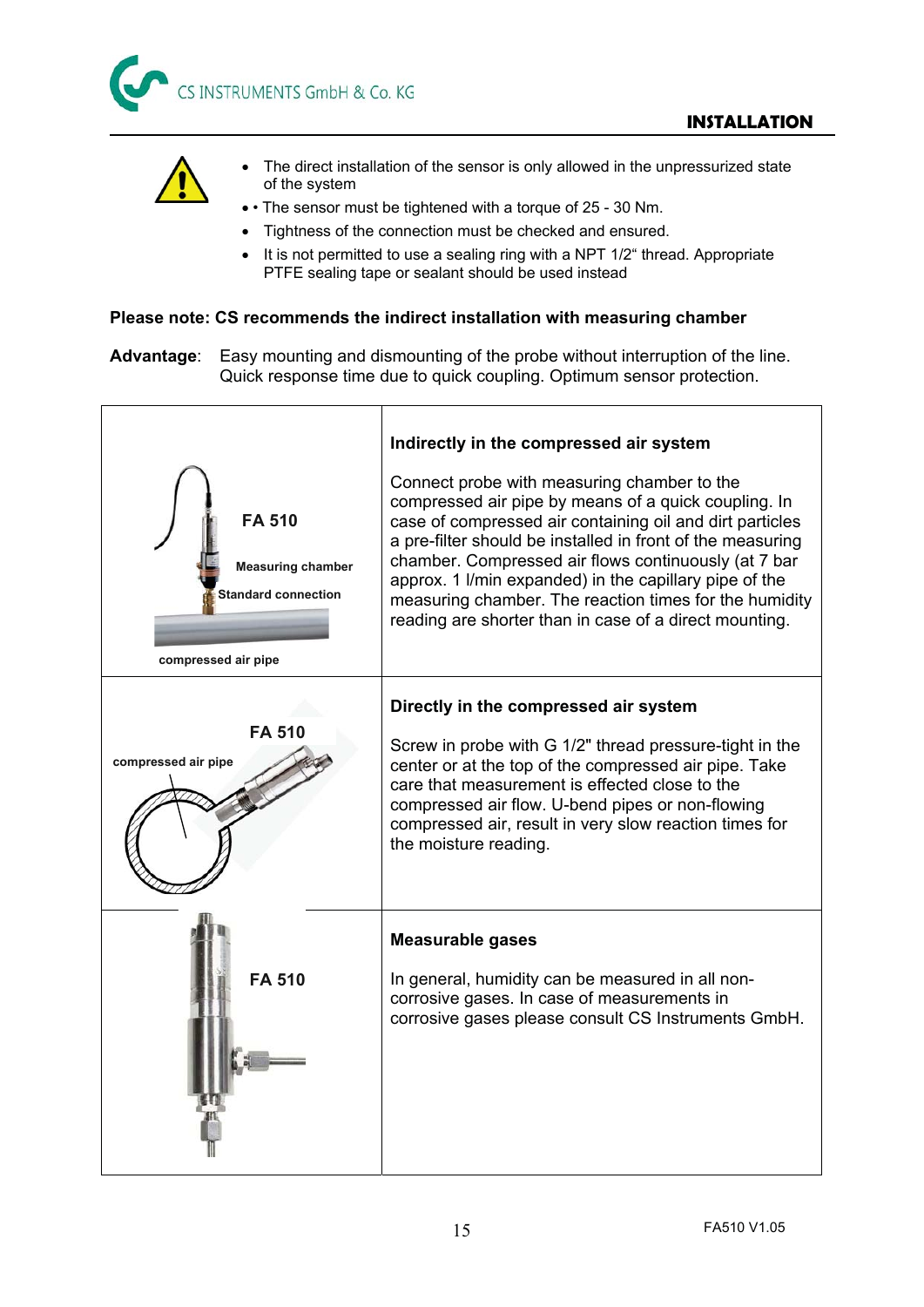- The direct installation of the sensor is only allowed in the unpressurized state of the system
- • The sensor must be tightened with a torque of 25 - 30 Nm.
- Tightness of the connection must be checked and ensured.
- It is not permitted to use a sealing ring with a NPT 1/2“ thread. Appropriate PTFE sealing tape or sealant should be used instead

**Please note: CS recommends the indirect installation with measuring chamber**

**Advantage**: Easy mounting and dismounting of the probe without interruption of the line. Quick response time due to quick coupling. Optimum sensor protection.

| | |
|---|---|
| FA 510<br>Measuring chamber<br>Standard connection<br>compressed air pipe | **Indirectly in the compressed air system**<br><br>Connect probe with measuring chamber to the compressed air pipe by means of a quick coupling. In case of compressed air containing oil and dirt particles a pre-filter should be installed in front of the measuring chamber. Compressed air flows continuously (at 7 bar approx. 1 l/min expanded) in the capillary pipe of the measuring chamber. The reaction times for the humidity reading are shorter than in case of a direct mounting. |
| FA 510<br>compressed air pipe | **Directly in the compressed air system**<br><br>Screw in probe with G 1/2" thread pressure-tight in the center or at the top of the compressed air pipe. Take care that measurement is effected close to the compressed air flow. U-bend pipes or non-flowing compressed air, result in very slow reaction times for the moisture reading. |
| FA 510 | **Measurable gases**<br><br>In general, humidity can be measured in all non-corrosive gases. In case of measurements in corrosive gases please consult CS Instruments GmbH. |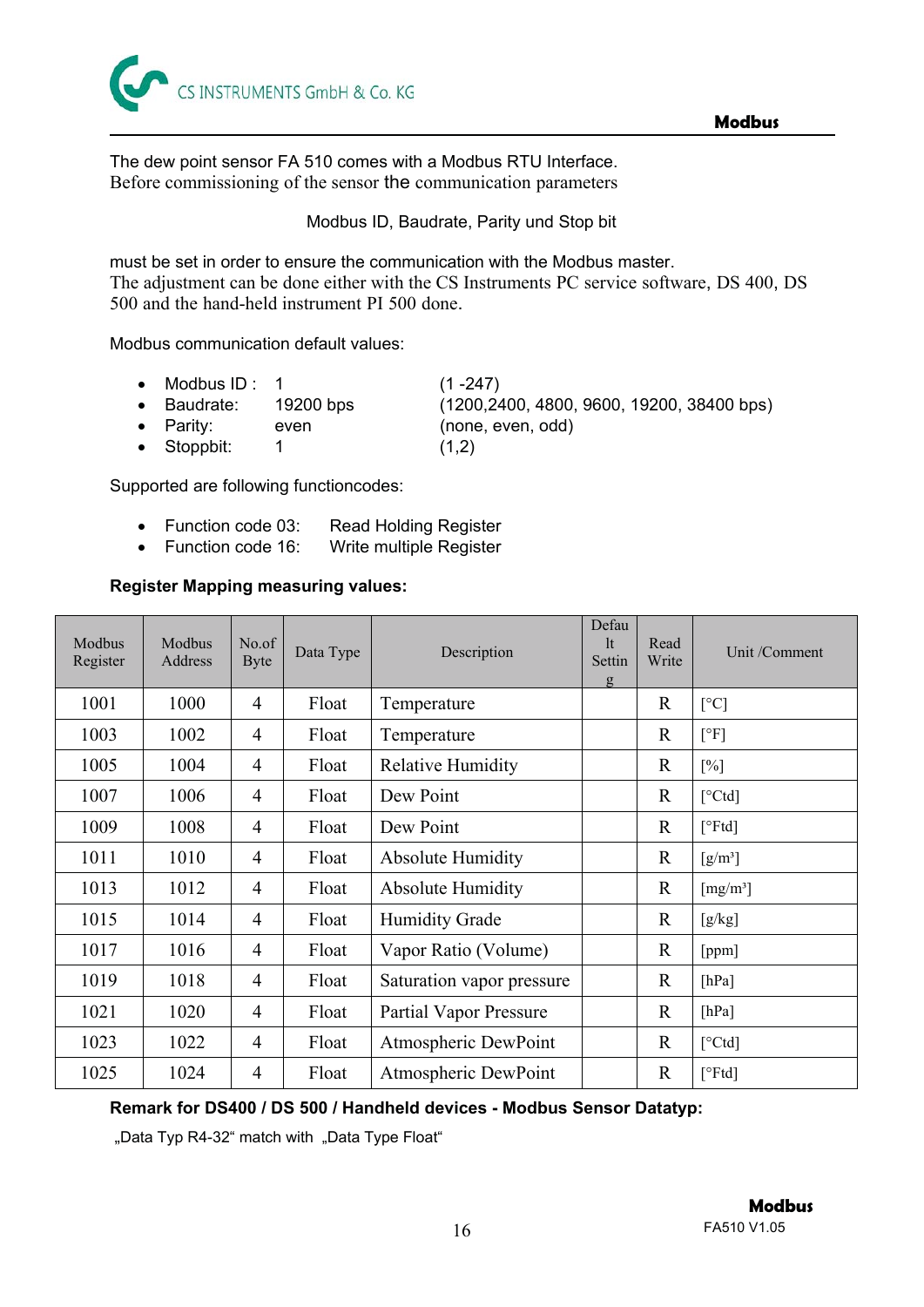The dew point sensor FA 510 comes with a Modbus RTU Interface.
Before commissioning of the sensor the communication parameters

Modbus ID, Baudrate, Parity und Stop bit

must be set in order to ensure the communication with the Modbus master.
The adjustment can be done either with the CS Instruments PC service software, DS 400, DS 500 and the hand-held instrument PI 500 done.

Modbus communication default values:

- Modbus ID : 1 (1 -247)
- Baudrate: 19200 bps (1200,2400, 4800, 9600, 19200, 38400 bps)
- Parity: even (none, even, odd)
- Stoppbit: 1 (1,2)

Supported are following functioncodes:

- Function code 03: Read Holding Register
- Function code 16: Write multiple Register

**Register Mapping measuring values:**

| Modbus Register | Modbus Address | No.of Byte | Data Type | Description | Default Setting | Read Write | Unit /Comment |
|---|---|---|---|---|---|---|---|
| 1001 | 1000 | 4 | Float | Temperature | | R | [°C] |
| 1003 | 1002 | 4 | Float | Temperature | | R | [°F] |
| 1005 | 1004 | 4 | Float | Relative Humidity | | R | [%] |
| 1007 | 1006 | 4 | Float | Dew Point | | R | [°Ctd] |
| 1009 | 1008 | 4 | Float | Dew Point | | R | [°Ftd] |
| 1011 | 1010 | 4 | Float | Absolute Humidity | | R | [g/m³] |
| 1013 | 1012 | 4 | Float | Absolute Humidity | | R | [mg/m³] |
| 1015 | 1014 | 4 | Float | Humidity Grade | | R | [g/kg] |
| 1017 | 1016 | 4 | Float | Vapor Ratio (Volume) | | R | [ppm] |
| 1019 | 1018 | 4 | Float | Saturation vapor pressure | | R | [hPa] |
| 1021 | 1020 | 4 | Float | Partial Vapor Pressure | | R | [hPa] |
| 1023 | 1022 | 4 | Float | Atmospheric DewPoint | | R | [°Ctd] |
| 1025 | 1024 | 4 | Float | Atmospheric DewPoint | | R | [°Ftd] |

**Remark for DS400 / DS 500 / Handheld devices - Modbus Sensor Datatyp:**

„Data Typ R4-32“ match with „Data Type Float“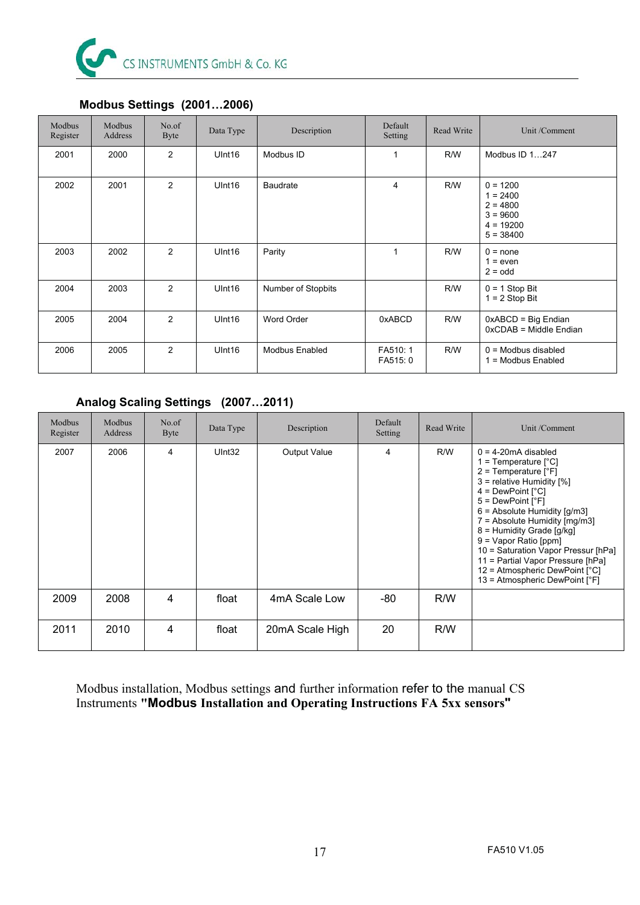## Modbus Settings (2001…2006)

| Modbus Register | Modbus Address | No.of Byte | Data Type | Description | Default Setting | Read Write | Unit /Comment |
|---|---|---|---|---|---|---|---|
| 2001 | 2000 | 2 | UInt16 | Modbus ID | 1 | R/W | Modbus ID 1…247 |
| 2002 | 2001 | 2 | UInt16 | Baudrate | 4 | R/W | 0 = 1200<br>1 = 2400<br>2 = 4800<br>3 = 9600<br>4 = 19200<br>5 = 38400 |
| 2003 | 2002 | 2 | UInt16 | Parity | 1 | R/W | 0 = none<br>1 = even<br>2 = odd |
| 2004 | 2003 | 2 | UInt16 | Number of Stopbits | | R/W | 0 = 1 Stop Bit<br>1 = 2 Stop Bit |
| 2005 | 2004 | 2 | UInt16 | Word Order | 0xABCD | R/W | 0xABCD = Big Endian<br>0xCDAB = Middle Endian |
| 2006 | 2005 | 2 | UInt16 | Modbus Enabled | FA510: 1<br>FA515: 0 | R/W | 0 = Modbus disabled<br>1 = Modbus Enabled |

## Analog Scaling Settings (2007…2011)

| Modbus Register | Modbus Address | No.of Byte | Data Type | Description | Default Setting | Read Write | Unit /Comment |
|---|---|---|---|---|---|---|---|
| 2007 | 2006 | 4 | UInt32 | Output Value | 4 | R/W | 0 = 4-20mA disabled<br>1 = Temperature [°C]<br>2 = Temperature [°F]<br>3 = relative Humidity [%]<br>4 = DewPoint [°C]<br>5 = DewPoint [°F]<br>6 = Absolute Humidity [g/m3]<br>7 = Absolute Humidity [mg/m3]<br>8 = Humidity Grade [g/kg]<br>9 = Vapor Ratio [ppm]<br>10 = Saturation Vapor Pressur [hPa]<br>11 = Partial Vapor Pressure [hPa]<br>12 = Atmospheric DewPoint [°C]<br>13 = Atmospheric DewPoint [°F] |
| 2009 | 2008 | 4 | float | 4mA Scale Low | -80 | R/W | |
| 2011 | 2010 | 4 | float | 20mA Scale High | 20 | R/W | |

Modbus installation, Modbus settings and further information refer to the manual CS Instruments **"Modbus Installation and Operating Instructions FA 5xx sensors"**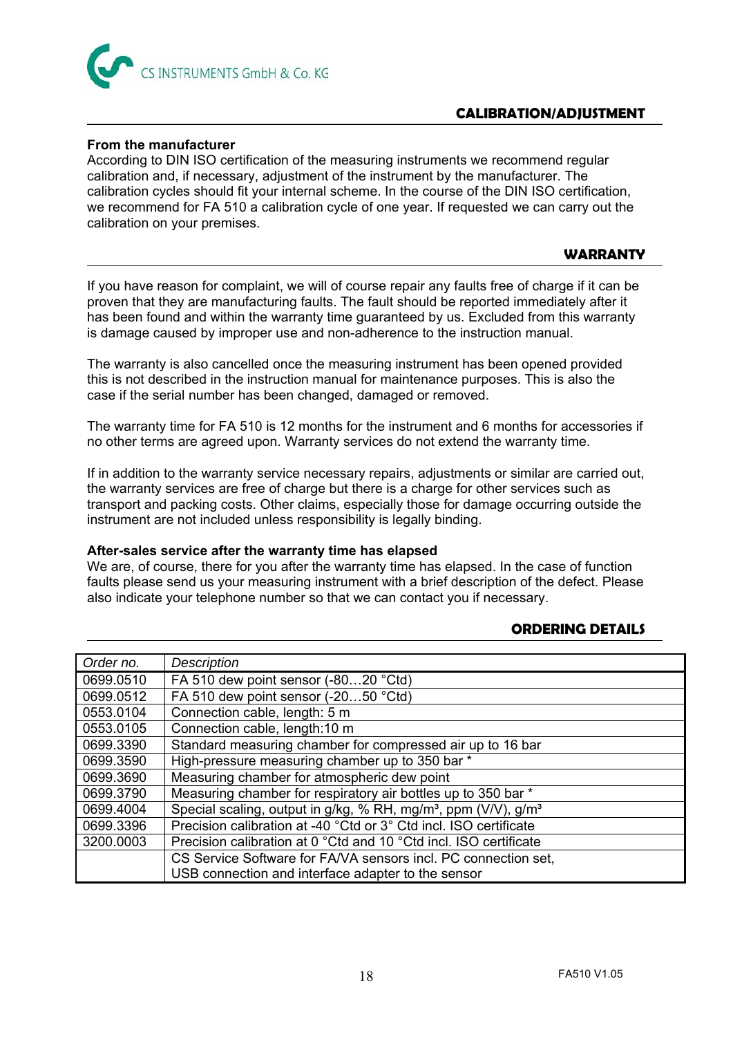## CALIBRATION/ADJUSTMENT

**From the manufacturer**
According to DIN ISO certification of the measuring instruments we recommend regular calibration and, if necessary, adjustment of the instrument by the manufacturer. The calibration cycles should fit your internal scheme. In the course of the DIN ISO certification, we recommend for FA 510 a calibration cycle of one year. If requested we can carry out the calibration on your premises.

## WARRANTY

If you have reason for complaint, we will of course repair any faults free of charge if it can be proven that they are manufacturing faults. The fault should be reported immediately after it has been found and within the warranty time guaranteed by us. Excluded from this warranty is damage caused by improper use and non-adherence to the instruction manual.

The warranty is also cancelled once the measuring instrument has been opened provided this is not described in the instruction manual for maintenance purposes. This is also the case if the serial number has been changed, damaged or removed.

The warranty time for FA 510 is 12 months for the instrument and 6 months for accessories if no other terms are agreed upon. Warranty services do not extend the warranty time.

If in addition to the warranty service necessary repairs, adjustments or similar are carried out, the warranty services are free of charge but there is a charge for other services such as transport and packing costs. Other claims, especially those for damage occurring outside the instrument are not included unless responsibility is legally binding.

**After-sales service after the warranty time has elapsed**
We are, of course, there for you after the warranty time has elapsed. In the case of function faults please send us your measuring instrument with a brief description of the defect. Please also indicate your telephone number so that we can contact you if necessary.

## ORDERING DETAILS

| *Order no.* | *Description* |
|---|---|
| 0699.0510 | FA 510 dew point sensor (-80…20 °Ctd) |
| 0699.0512 | FA 510 dew point sensor (-20…50 °Ctd) |
| 0553.0104 | Connection cable, length: 5 m |
| 0553.0105 | Connection cable, length:10 m |
| 0699.3390 | Standard measuring chamber for compressed air up to 16 bar |
| 0699.3590 | High-pressure measuring chamber up to 350 bar * |
| 0699.3690 | Measuring chamber for atmospheric dew point |
| 0699.3790 | Measuring chamber for respiratory air bottles up to 350 bar * |
| 0699.4004 | Special scaling, output in g/kg, % RH, mg/m³, ppm (V/V), g/m³ |
| 0699.3396 | Precision calibration at -40 °Ctd or 3° Ctd incl. ISO certificate |
| 3200.0003 | Precision calibration at 0 °Ctd and 10 °Ctd incl. ISO certificate |
| | CS Service Software for FA/VA sensors incl. PC connection set, USB connection and interface adapter to the sensor |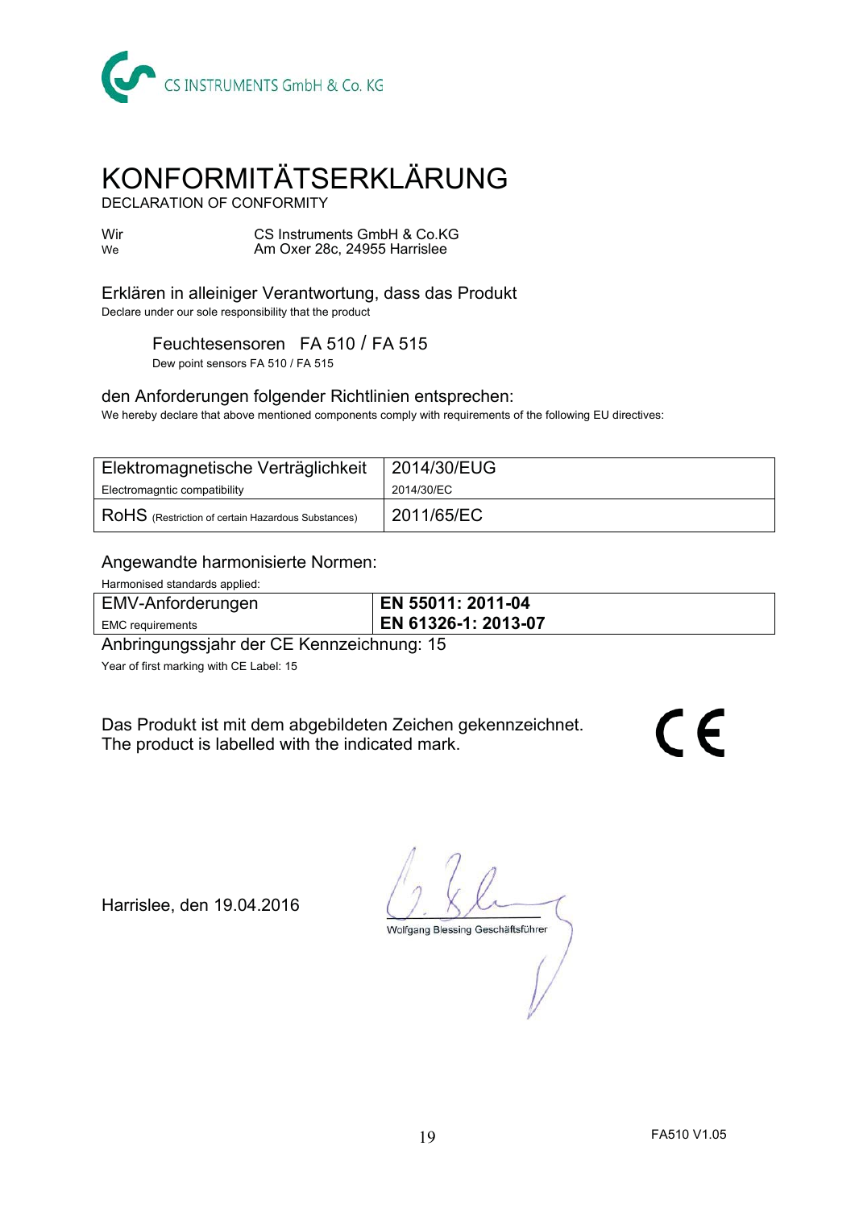CS INSTRUMENTS GmbH & Co. KG

# KONFORMITÄTSERKLÄRUNG

DECLARATION OF CONFORMITY

Wir / We: CS Instruments GmbH & Co.KG, Am Oxer 28c, 24955 Harrislee

Erklären in alleiniger Verantwortung, dass das Produkt
Declare under our sole responsibility that the product

Feuchtesensoren FA 510 / FA 515
Dew point sensors FA 510 / FA 515

den Anforderungen folgender Richtlinien entsprechen:
We hereby declare that above mentioned components comply with requirements of the following EU directives:

| Elektromagnetische Verträglichkeit<br>Electromagntic compatibility | 2014/30/EUG<br>2014/30/EC |
|---|---|
| RoHS (Restriction of certain Hazardous Substances) | 2011/65/EC |

Angewandte harmonisierte Normen:
Harmonised standards applied:

| EMV-Anforderungen<br>EMC requirements | **EN 55011: 2011-04**<br>**EN 61326-1: 2013-07** |
|---|---|

Anbringungssjahr der CE Kennzeichnung: 15
Year of first marking with CE Label: 15

Das Produkt ist mit dem abgebildeten Zeichen gekennzeichnet.
The product is labelled with the indicated mark.

CE

Harrislee, den 19.04.2016

Wolfgang Blessing Geschäftsführer

FA510 V1.05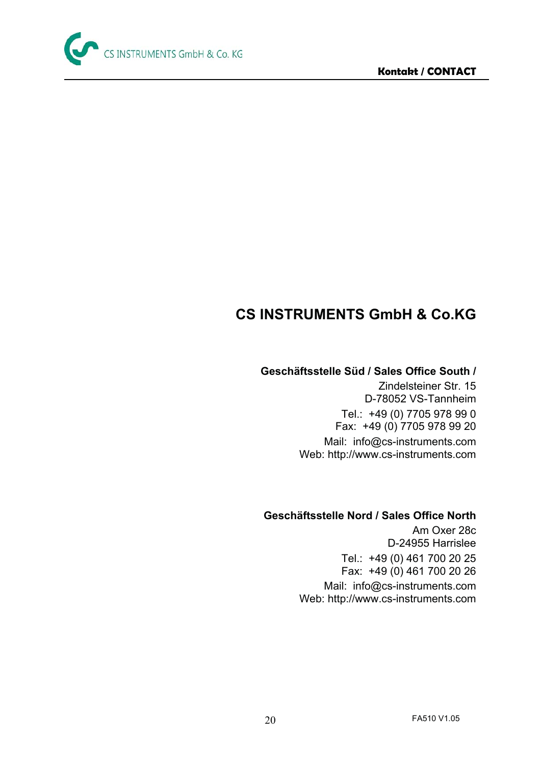# CS INSTRUMENTS GmbH & Co.KG

**Geschäftsstelle Süd / Sales Office South /**

Zindelsteiner Str. 15
D-78052 VS-Tannheim

Tel.: +49 (0) 7705 978 99 0
Fax: +49 (0) 7705 978 99 20

Mail: info@cs-instruments.com
Web: http://www.cs-instruments.com

**Geschäftsstelle Nord / Sales Office North**

Am Oxer 28c
D-24955 Harrislee

Tel.: +49 (0) 461 700 20 25
Fax: +49 (0) 461 700 20 26

Mail: info@cs-instruments.com
Web: http://www.cs-instruments.com